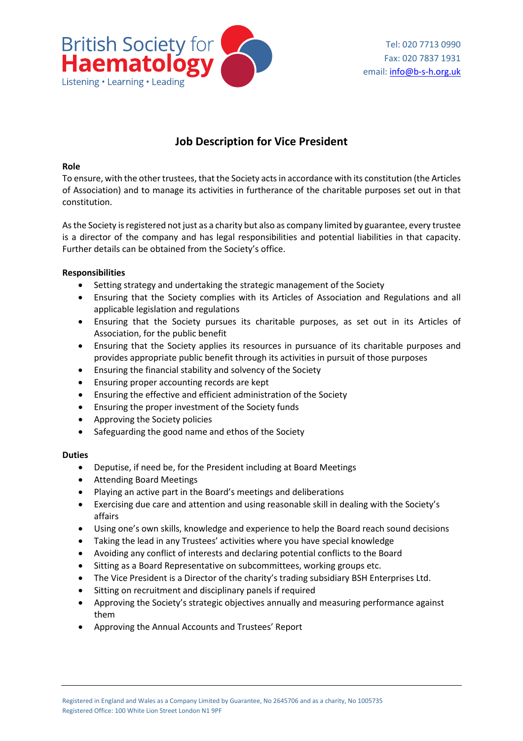British Society for Haematology
Listening • Learning • Leading

Tel: 020 7713 0990
Fax: 020 7837 1931
email: info@b-s-h.org.uk

# Job Description for Vice President

**Role**

To ensure, with the other trustees, that the Society acts in accordance with its constitution (the Articles of Association) and to manage its activities in furtherance of the charitable purposes set out in that constitution.

As the Society is registered not just as a charity but also as company limited by guarantee, every trustee is a director of the company and has legal responsibilities and potential liabilities in that capacity. Further details can be obtained from the Society's office.

**Responsibilities**

- Setting strategy and undertaking the strategic management of the Society
- Ensuring that the Society complies with its Articles of Association and Regulations and all applicable legislation and regulations
- Ensuring that the Society pursues its charitable purposes, as set out in its Articles of Association, for the public benefit
- Ensuring that the Society applies its resources in pursuance of its charitable purposes and provides appropriate public benefit through its activities in pursuit of those purposes
- Ensuring the financial stability and solvency of the Society
- Ensuring proper accounting records are kept
- Ensuring the effective and efficient administration of the Society
- Ensuring the proper investment of the Society funds
- Approving the Society policies
- Safeguarding the good name and ethos of the Society

**Duties**

- Deputise, if need be, for the President including at Board Meetings
- Attending Board Meetings
- Playing an active part in the Board's meetings and deliberations
- Exercising due care and attention and using reasonable skill in dealing with the Society's affairs
- Using one's own skills, knowledge and experience to help the Board reach sound decisions
- Taking the lead in any Trustees' activities where you have special knowledge
- Avoiding any conflict of interests and declaring potential conflicts to the Board
- Sitting as a Board Representative on subcommittees, working groups etc.
- The Vice President is a Director of the charity's trading subsidiary BSH Enterprises Ltd.
- Sitting on recruitment and disciplinary panels if required
- Approving the Society's strategic objectives annually and measuring performance against them
- Approving the Annual Accounts and Trustees' Report

Registered in England and Wales as a Company Limited by Guarantee, No 2645706 and as a charity, No 1005735
Registered Office: 100 White Lion Street London N1 9PF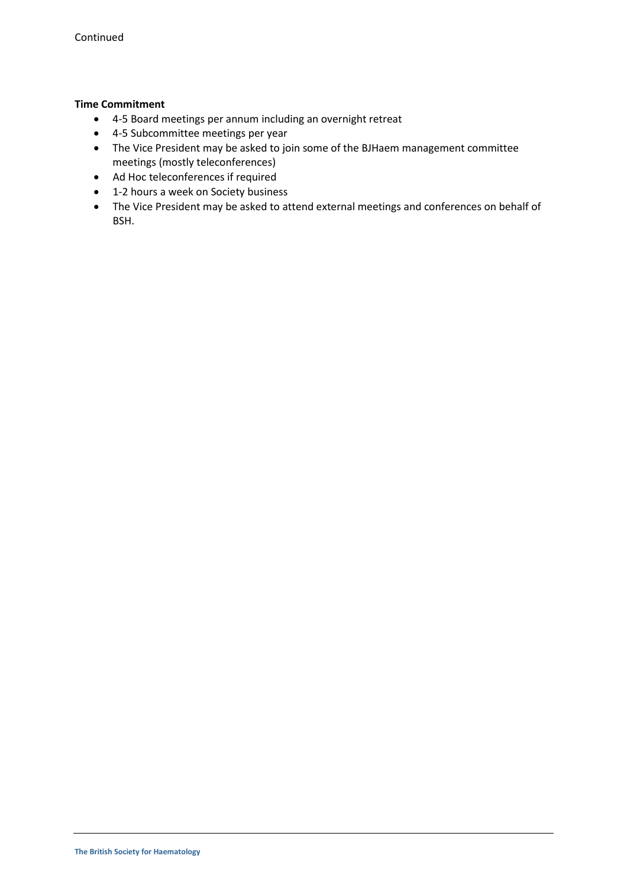Continued

**Time Commitment**

- 4-5 Board meetings per annum including an overnight retreat
- 4-5 Subcommittee meetings per year
- The Vice President may be asked to join some of the BJHaem management committee meetings (mostly teleconferences)
- Ad Hoc teleconferences if required
- 1-2 hours a week on Society business
- The Vice President may be asked to attend external meetings and conferences on behalf of BSH.